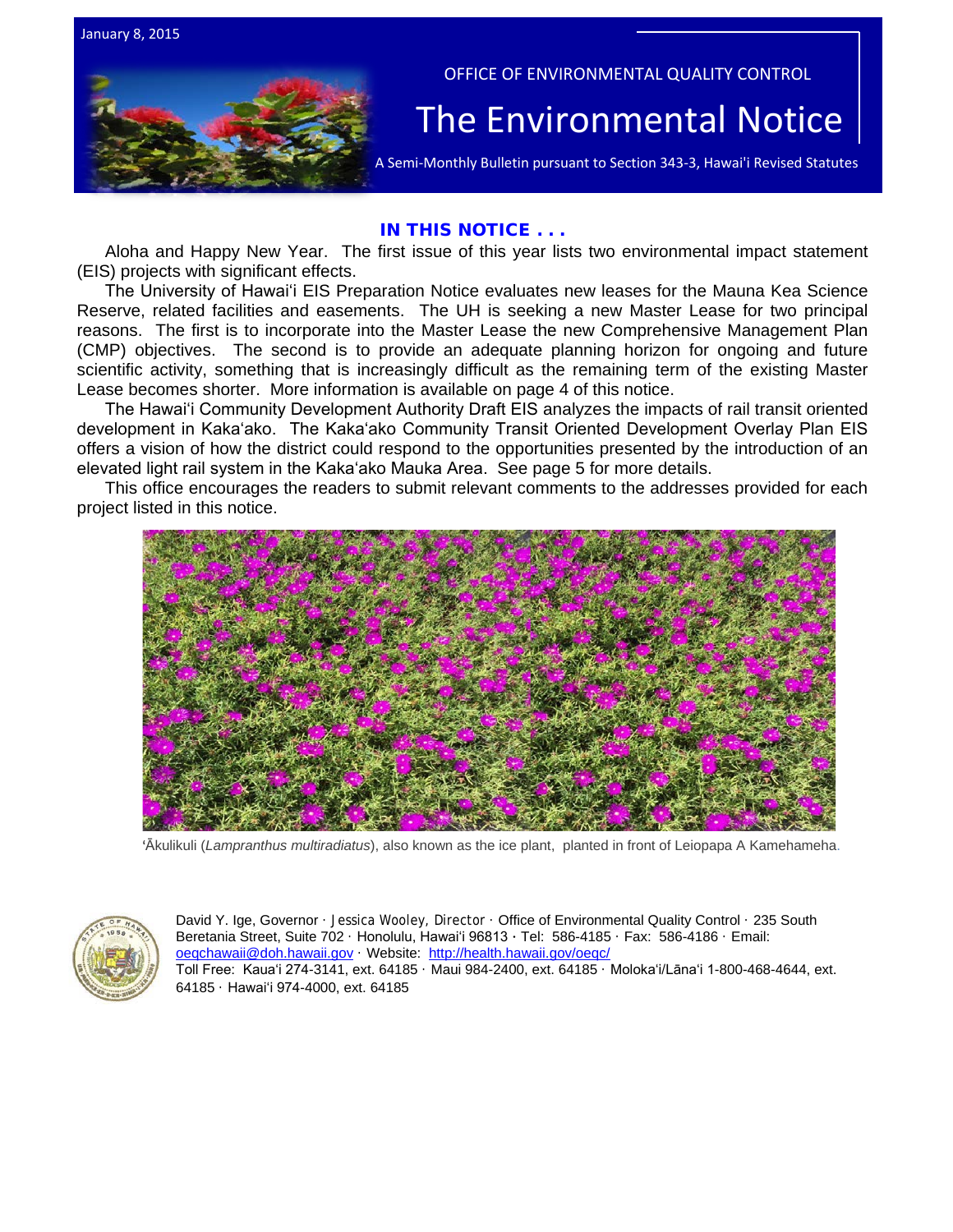January 8, 2015

OFFICE OF ENVIRONMENTAL QUALITY CONTROL

# The Environmental Notice

A Semi-Monthly Bulletin pursuant to Section 343-3, Hawai'i Revised Statutes

## IN THIS NOTICE . . .

Aloha and Happy New Year. The first issue of this year lists two environmental impact statement (EIS) projects with significant effects.

The University of Hawaiʻi EIS Preparation Notice evaluates new leases for the Mauna Kea Science Reserve, related facilities and easements. The UH is seeking a new Master Lease for two principal reasons. The first is to incorporate into the Master Lease the new Comprehensive Management Plan (CMP) objectives. The second is to provide an adequate planning horizon for ongoing and future scientific activity, something that is increasingly difficult as the remaining term of the existing Master Lease becomes shorter. More information is available on page 4 of this notice.

The Hawaiʻi Community Development Authority Draft EIS analyzes the impacts of rail transit oriented development in Kakaʻako. The Kakaʻako Community Transit Oriented Development Overlay Plan EIS offers a vision of how the district could respond to the opportunities presented by the introduction of an elevated light rail system in the Kakaʻako Mauka Area. See page 5 for more details.

This office encourages the readers to submit relevant comments to the addresses provided for each project listed in this notice.

ʻĀkulikuli (*Lampranthus multiradiatus*), also known as the ice plant, planted in front of Leiopapa A Kamehameha.

David Y. Ige, Governor · Jessica Wooley, Director · Office of Environmental Quality Control · 235 South Beretania Street, Suite 702 · Honolulu, Hawaiʻi 96813 · Tel: 586-4185 · Fax: 586-4186 · Email: oeqchawaii@doh.hawaii.gov · Website: http://health.hawaii.gov/oeqc/
Toll Free: Kauaʻi 274-3141, ext. 64185 · Maui 984-2400, ext. 64185 · Molokaʻi/Lānaʻi 1-800-468-4644, ext. 64185 · Hawaiʻi 974-4000, ext. 64185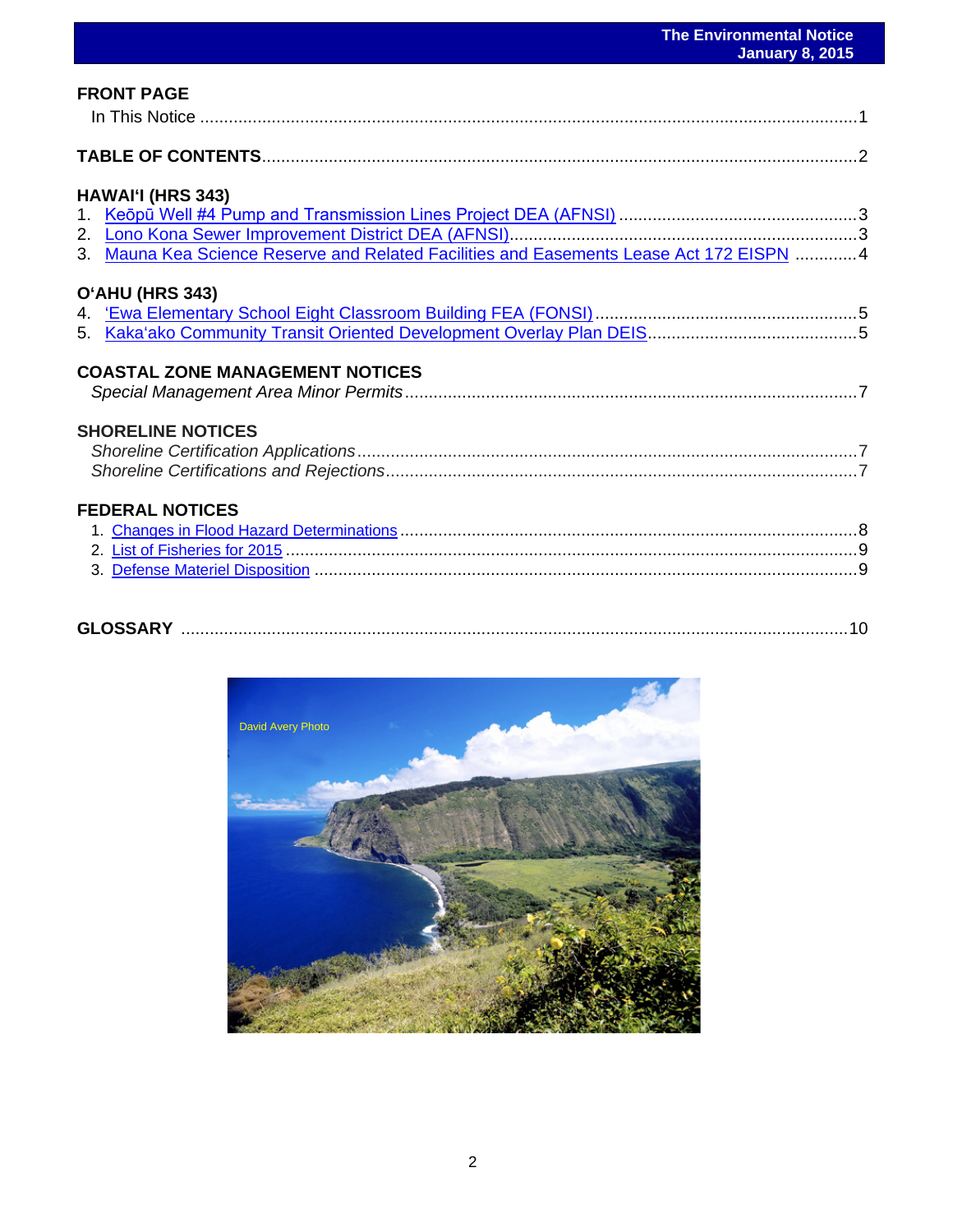## FRONT PAGE

In This Notice ....1

## TABLE OF CONTENTS ....2

## HAWAI'I (HRS 343)

1. Keōpū Well #4 Pump and Transmission Lines Project DEA (AFNSI) ....3
2. Lono Kona Sewer Improvement District DEA (AFNSI) ....3
3. Mauna Kea Science Reserve and Related Facilities and Easements Lease Act 172 EISPN ....4

## O'AHU (HRS 343)

4. 'Ewa Elementary School Eight Classroom Building FEA (FONSI) ....5
5. Kaka'ako Community Transit Oriented Development Overlay Plan DEIS ....5

## COASTAL ZONE MANAGEMENT NOTICES

*Special Management Area Minor Permits* ....7

## SHORELINE NOTICES

*Shoreline Certification Applications* ....7

*Shoreline Certifications and Rejections* ....7

## FEDERAL NOTICES

1. Changes in Flood Hazard Determinations ....8
2. List of Fisheries for 2015 ....9
3. Defense Materiel Disposition ....9

## GLOSSARY ....10

David Avery Photo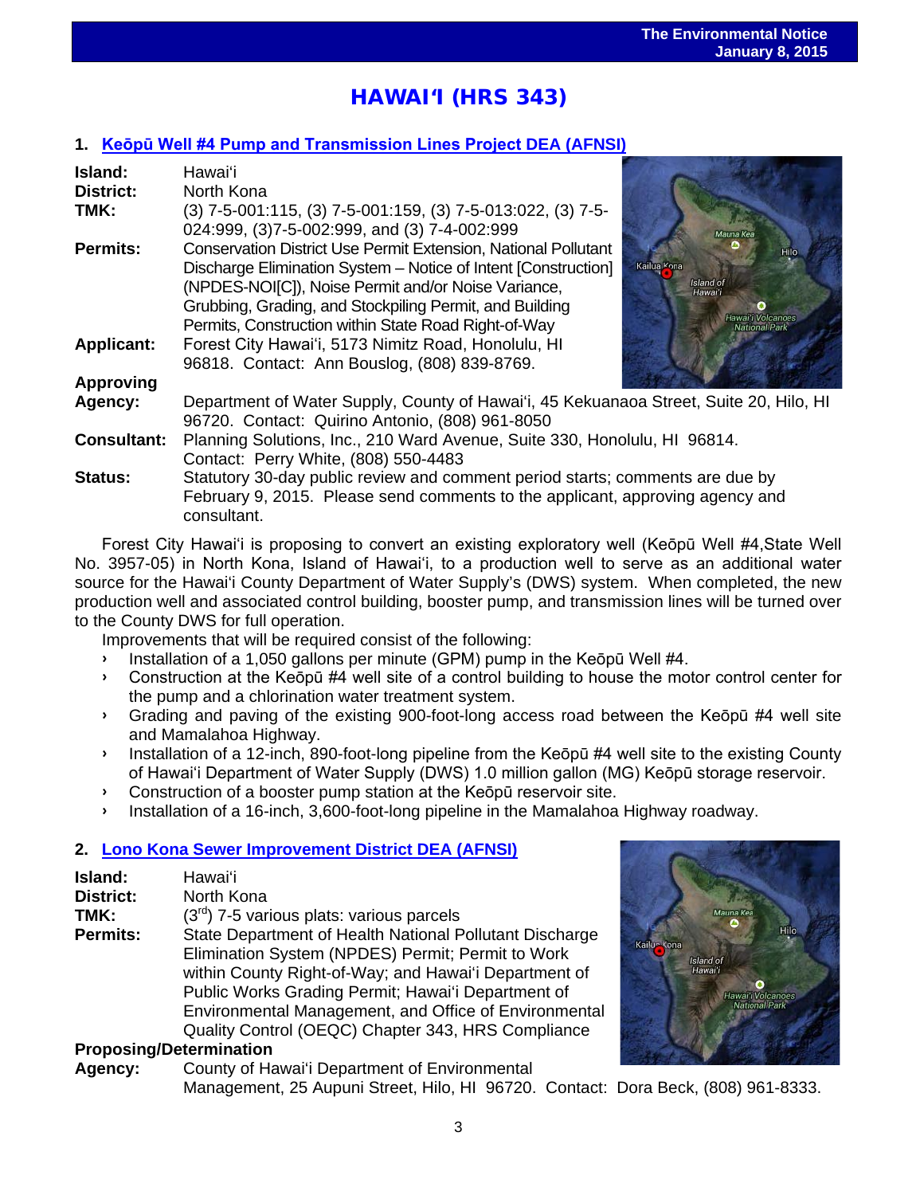# HAWAIʻI (HRS 343)

## 1. Keōpū Well #4 Pump and Transmission Lines Project DEA (AFNSI)

**Island:** Hawaiʻi

**District:** North Kona

**TMK:** (3) 7-5-001:115, (3) 7-5-001:159, (3) 7-5-013:022, (3) 7-5-024:999, (3)7-5-002:999, and (3) 7-4-002:999

**Permits:** Conservation District Use Permit Extension, National Pollutant Discharge Elimination System – Notice of Intent [Construction] (NPDES-NOI[C]), Noise Permit and/or Noise Variance, Grubbing, Grading, and Stockpiling Permit, and Building Permits, Construction within State Road Right-of-Way

**Applicant:** Forest City Hawaiʻi, 5173 Nimitz Road, Honolulu, HI 96818. Contact: Ann Bouslog, (808) 839-8769.

**Approving Agency:** Department of Water Supply, County of Hawaiʻi, 45 Kekuanaoa Street, Suite 20, Hilo, HI 96720. Contact: Quirino Antonio, (808) 961-8050

**Consultant:** Planning Solutions, Inc., 210 Ward Avenue, Suite 330, Honolulu, HI 96814. Contact: Perry White, (808) 550-4483

**Status:** Statutory 30-day public review and comment period starts; comments are due by February 9, 2015. Please send comments to the applicant, approving agency and consultant.

Forest City Hawaiʻi is proposing to convert an existing exploratory well (Keōpū Well #4,State Well No. 3957-05) in North Kona, Island of Hawaiʻi, to a production well to serve as an additional water source for the Hawaiʻi County Department of Water Supply's (DWS) system. When completed, the new production well and associated control building, booster pump, and transmission lines will be turned over to the County DWS for full operation.

Improvements that will be required consist of the following:

- Installation of a 1,050 gallons per minute (GPM) pump in the Keōpū Well #4.
- Construction at the Keōpū #4 well site of a control building to house the motor control center for the pump and a chlorination water treatment system.
- Grading and paving of the existing 900-foot-long access road between the Keōpū #4 well site and Mamalahoa Highway.
- Installation of a 12-inch, 890-foot-long pipeline from the Keōpū #4 well site to the existing County of Hawaiʻi Department of Water Supply (DWS) 1.0 million gallon (MG) Keōpū storage reservoir.
- Construction of a booster pump station at the Keōpū reservoir site.
- Installation of a 16-inch, 3,600-foot-long pipeline in the Mamalahoa Highway roadway.

## 2. Lono Kona Sewer Improvement District DEA (AFNSI)

**Island:** Hawaiʻi

**District:** North Kona

**TMK:** (3rd) 7-5 various plats: various parcels

**Permits:** State Department of Health National Pollutant Discharge Elimination System (NPDES) Permit; Permit to Work within County Right-of-Way; and Hawaiʻi Department of Public Works Grading Permit; Hawaiʻi Department of Environmental Management, and Office of Environmental Quality Control (OEQC) Chapter 343, HRS Compliance

**Proposing/Determination Agency:** County of Hawaiʻi Department of Environmental Management, 25 Aupuni Street, Hilo, HI 96720. Contact: Dora Beck, (808) 961-8333.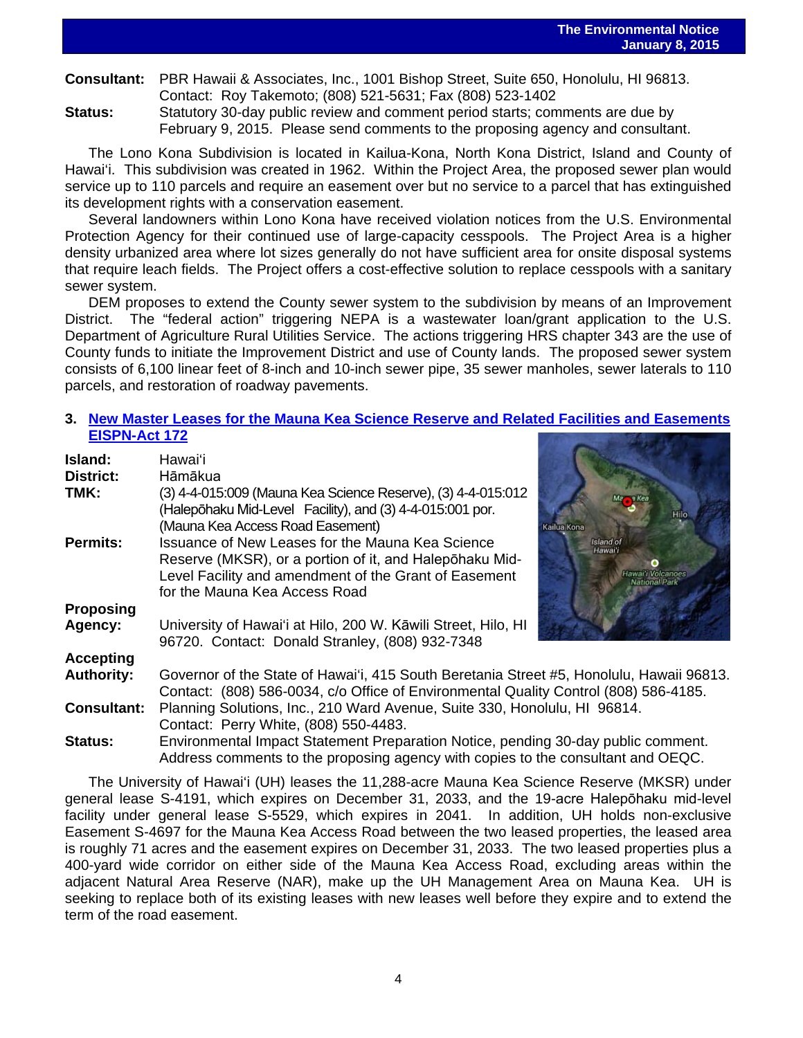**Consultant:** PBR Hawaii & Associates, Inc., 1001 Bishop Street, Suite 650, Honolulu, HI 96813. Contact: Roy Takemoto; (808) 521-5631; Fax (808) 523-1402

**Status:** Statutory 30-day public review and comment period starts; comments are due by February 9, 2015. Please send comments to the proposing agency and consultant.

The Lono Kona Subdivision is located in Kailua-Kona, North Kona District, Island and County of Hawaiʻi. This subdivision was created in 1962. Within the Project Area, the proposed sewer plan would service up to 110 parcels and require an easement over but no service to a parcel that has extinguished its development rights with a conservation easement.

Several landowners within Lono Kona have received violation notices from the U.S. Environmental Protection Agency for their continued use of large-capacity cesspools. The Project Area is a higher density urbanized area where lot sizes generally do not have sufficient area for onsite disposal systems that require leach fields. The Project offers a cost-effective solution to replace cesspools with a sanitary sewer system.

DEM proposes to extend the County sewer system to the subdivision by means of an Improvement District. The "federal action" triggering NEPA is a wastewater loan/grant application to the U.S. Department of Agriculture Rural Utilities Service. The actions triggering HRS chapter 343 are the use of County funds to initiate the Improvement District and use of County lands. The proposed sewer system consists of 6,100 linear feet of 8-inch and 10-inch sewer pipe, 35 sewer manholes, sewer laterals to 110 parcels, and restoration of roadway pavements.

### 3. New Master Leases for the Mauna Kea Science Reserve and Related Facilities and Easements EISPN-Act 172

**Island:** Hawaiʻi

**District:** Hāmākua

**TMK:** (3) 4-4-015:009 (Mauna Kea Science Reserve), (3) 4-4-015:012 (Halepōhaku Mid-Level Facility), and (3) 4-4-015:001 por. (Mauna Kea Access Road Easement)

**Permits:** Issuance of New Leases for the Mauna Kea Science Reserve (MKSR), or a portion of it, and Halepōhaku Mid-Level Facility and amendment of the Grant of Easement for the Mauna Kea Access Road

**Proposing Agency:** University of Hawaiʻi at Hilo, 200 W. Kāwili Street, Hilo, HI 96720. Contact: Donald Stranley, (808) 932-7348

**Accepting Authority:** Governor of the State of Hawaiʻi, 415 South Beretania Street #5, Honolulu, Hawaii 96813. Contact: (808) 586-0034, c/o Office of Environmental Quality Control (808) 586-4185.

**Consultant:** Planning Solutions, Inc., 210 Ward Avenue, Suite 330, Honolulu, HI 96814. Contact: Perry White, (808) 550-4483.

**Status:** Environmental Impact Statement Preparation Notice, pending 30-day public comment. Address comments to the proposing agency with copies to the consultant and OEQC.

The University of Hawaiʻi (UH) leases the 11,288-acre Mauna Kea Science Reserve (MKSR) under general lease S-4191, which expires on December 31, 2033, and the 19-acre Halepōhaku mid-level facility under general lease S-5529, which expires in 2041. In addition, UH holds non-exclusive Easement S-4697 for the Mauna Kea Access Road between the two leased properties, the leased area is roughly 71 acres and the easement expires on December 31, 2033. The two leased properties plus a 400-yard wide corridor on either side of the Mauna Kea Access Road, excluding areas within the adjacent Natural Area Reserve (NAR), make up the UH Management Area on Mauna Kea. UH is seeking to replace both of its existing leases with new leases well before they expire and to extend the term of the road easement.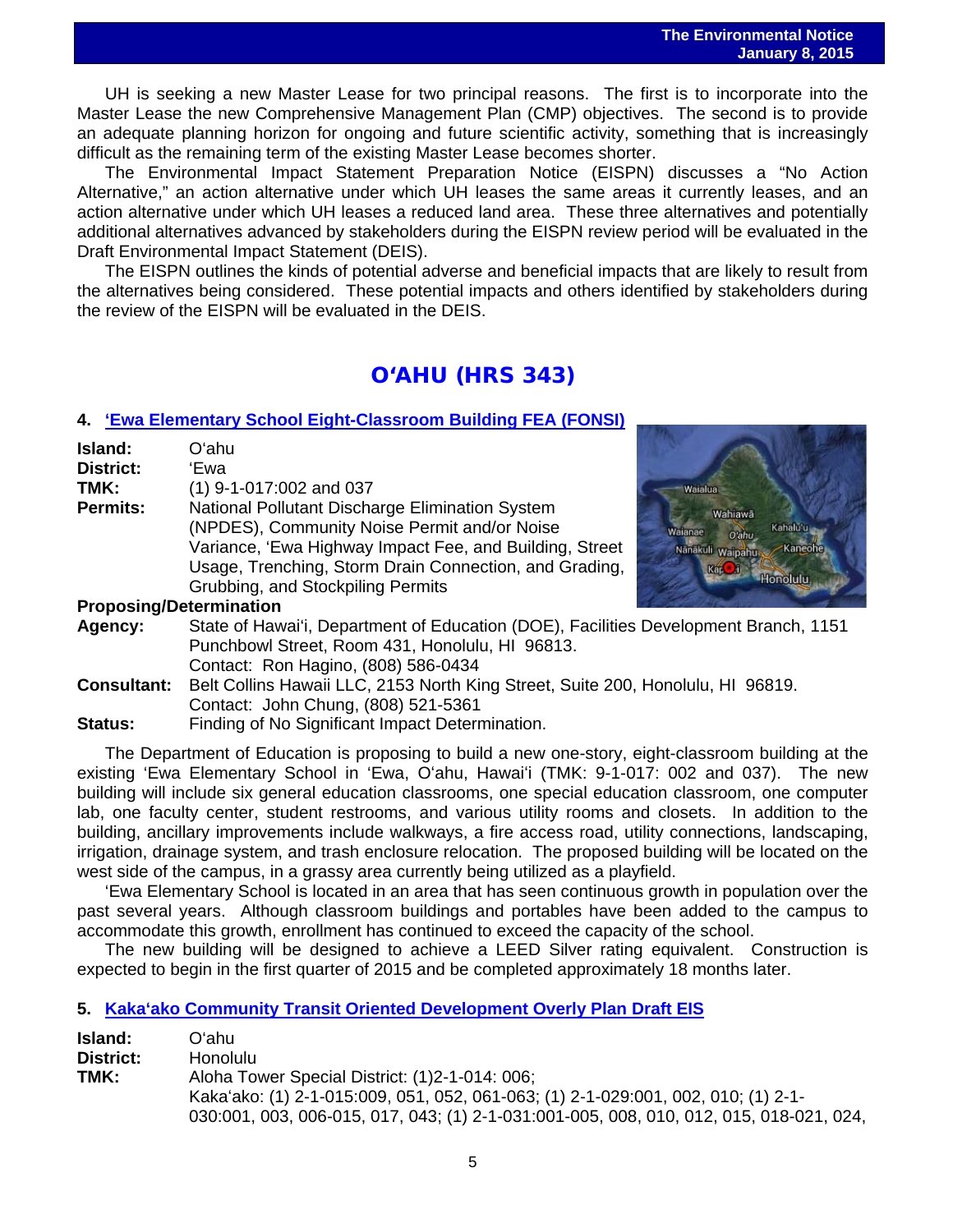UH is seeking a new Master Lease for two principal reasons. The first is to incorporate into the Master Lease the new Comprehensive Management Plan (CMP) objectives. The second is to provide an adequate planning horizon for ongoing and future scientific activity, something that is increasingly difficult as the remaining term of the existing Master Lease becomes shorter.

The Environmental Impact Statement Preparation Notice (EISPN) discusses a "No Action Alternative," an action alternative under which UH leases the same areas it currently leases, and an action alternative under which UH leases a reduced land area. These three alternatives and potentially additional alternatives advanced by stakeholders during the EISPN review period will be evaluated in the Draft Environmental Impact Statement (DEIS).

The EISPN outlines the kinds of potential adverse and beneficial impacts that are likely to result from the alternatives being considered. These potential impacts and others identified by stakeholders during the review of the EISPN will be evaluated in the DEIS.

## O'AHU (HRS 343)

### 4. 'Ewa Elementary School Eight-Classroom Building FEA (FONSI)

**Island:** O'ahu
**District:** 'Ewa
**TMK:** (1) 9-1-017:002 and 037
**Permits:** National Pollutant Discharge Elimination System (NPDES), Community Noise Permit and/or Noise Variance, 'Ewa Highway Impact Fee, and Building, Street Usage, Trenching, Storm Drain Connection, and Grading, Grubbing, and Stockpiling Permits

**Proposing/Determination**
**Agency:** State of Hawai'i, Department of Education (DOE), Facilities Development Branch, 1151 Punchbowl Street, Room 431, Honolulu, HI 96813.
Contact: Ron Hagino, (808) 586-0434
**Consultant:** Belt Collins Hawaii LLC, 2153 North King Street, Suite 200, Honolulu, HI 96819.
Contact: John Chung, (808) 521-5361
**Status:** Finding of No Significant Impact Determination.

The Department of Education is proposing to build a new one-story, eight-classroom building at the existing 'Ewa Elementary School in 'Ewa, O'ahu, Hawai'i (TMK: 9-1-017: 002 and 037). The new building will include six general education classrooms, one special education classroom, one computer lab, one faculty center, student restrooms, and various utility rooms and closets. In addition to the building, ancillary improvements include walkways, a fire access road, utility connections, landscaping, irrigation, drainage system, and trash enclosure relocation. The proposed building will be located on the west side of the campus, in a grassy area currently being utilized as a playfield.

'Ewa Elementary School is located in an area that has seen continuous growth in population over the past several years. Although classroom buildings and portables have been added to the campus to accommodate this growth, enrollment has continued to exceed the capacity of the school.

The new building will be designed to achieve a LEED Silver rating equivalent. Construction is expected to begin in the first quarter of 2015 and be completed approximately 18 months later.

### 5. Kaka'ako Community Transit Oriented Development Overly Plan Draft EIS

**Island:** O'ahu
**District:** Honolulu
**TMK:** Aloha Tower Special District: (1)2-1-014: 006;
Kaka'ako: (1) 2-1-015:009, 051, 052, 061-063; (1) 2-1-029:001, 002, 010; (1) 2-1-030:001, 003, 006-015, 017, 043; (1) 2-1-031:001-005, 008, 010, 012, 015, 018-021, 024,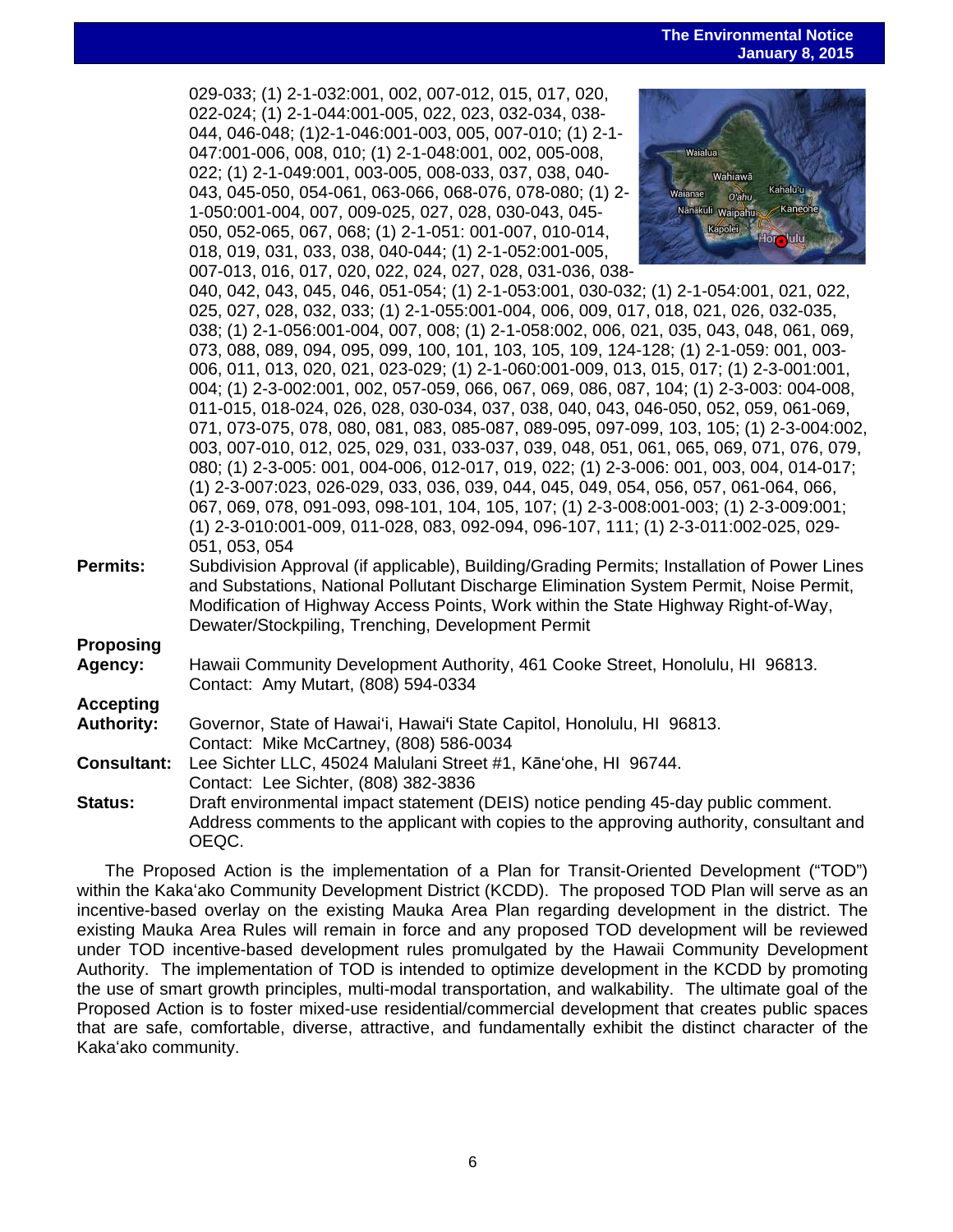029-033; (1) 2-1-032:001, 002, 007-012, 015, 017, 020, 022-024; (1) 2-1-044:001-005, 022, 023, 032-034, 038-044, 046-048; (1)2-1-046:001-003, 005, 007-010; (1) 2-1-047:001-006, 008, 010; (1) 2-1-048:001, 002, 005-008, 022; (1) 2-1-049:001, 003-005, 008-033, 037, 038, 040-043, 045-050, 054-061, 063-066, 068-076, 078-080; (1) 2-1-050:001-004, 007, 009-025, 027, 028, 030-043, 045-050, 052-065, 067, 068; (1) 2-1-051: 001-007, 010-014, 018, 019, 031, 033, 038, 040-044; (1) 2-1-052:001-005, 007-013, 016, 017, 020, 022, 024, 027, 028, 031-036, 038-040, 042, 043, 045, 046, 051-054; (1) 2-1-053:001, 030-032; (1) 2-1-054:001, 021, 022, 025, 027, 028, 032, 033; (1) 2-1-055:001-004, 006, 009, 017, 018, 021, 026, 032-035, 038; (1) 2-1-056:001-004, 007, 008; (1) 2-1-058:002, 006, 021, 035, 043, 048, 061, 069, 073, 088, 089, 094, 095, 099, 100, 101, 103, 105, 109, 124-128; (1) 2-1-059: 001, 003-006, 011, 013, 020, 021, 023-029; (1) 2-1-060:001-009, 013, 015, 017; (1) 2-3-001:001, 004; (1) 2-3-002:001, 002, 057-059, 066, 067, 069, 086, 087, 104; (1) 2-3-003: 004-008, 011-015, 018-024, 026, 028, 030-034, 037, 038, 040, 043, 046-050, 052, 059, 061-069, 071, 073-075, 078, 080, 081, 083, 085-087, 089-095, 097-099, 103, 105; (1) 2-3-004:002, 003, 007-010, 012, 025, 029, 031, 033-037, 039, 048, 051, 061, 065, 069, 071, 076, 079, 080; (1) 2-3-005: 001, 004-006, 012-017, 019, 022; (1) 2-3-006: 001, 003, 004, 014-017; (1) 2-3-007:023, 026-029, 033, 036, 039, 044, 045, 049, 054, 056, 057, 061-064, 066, 067, 069, 078, 091-093, 098-101, 104, 105, 107; (1) 2-3-008:001-003; (1) 2-3-009:001; (1) 2-3-010:001-009, 011-028, 083, 092-094, 096-107, 111; (1) 2-3-011:002-025, 029-051, 053, 054

**Permits:** Subdivision Approval (if applicable), Building/Grading Permits; Installation of Power Lines and Substations, National Pollutant Discharge Elimination System Permit, Noise Permit, Modification of Highway Access Points, Work within the State Highway Right-of-Way, Dewater/Stockpiling, Trenching, Development Permit

**Proposing Agency:** Hawaii Community Development Authority, 461 Cooke Street, Honolulu, HI 96813. Contact: Amy Mutart, (808) 594-0334

**Accepting Authority:** Governor, State of Hawaiʻi, Hawaiʻi State Capitol, Honolulu, HI 96813. Contact: Mike McCartney, (808) 586-0034

**Consultant:** Lee Sichter LLC, 45024 Malulani Street #1, Kāneʻohe, HI 96744. Contact: Lee Sichter, (808) 382-3836

**Status:** Draft environmental impact statement (DEIS) notice pending 45-day public comment. Address comments to the applicant with copies to the approving authority, consultant and OEQC.

The Proposed Action is the implementation of a Plan for Transit-Oriented Development ("TOD") within the Kakaʻako Community Development District (KCDD). The proposed TOD Plan will serve as an incentive-based overlay on the existing Mauka Area Plan regarding development in the district. The existing Mauka Area Rules will remain in force and any proposed TOD development will be reviewed under TOD incentive-based development rules promulgated by the Hawaii Community Development Authority. The implementation of TOD is intended to optimize development in the KCDD by promoting the use of smart growth principles, multi-modal transportation, and walkability. The ultimate goal of the Proposed Action is to foster mixed-use residential/commercial development that creates public spaces that are safe, comfortable, diverse, attractive, and fundamentally exhibit the distinct character of the Kakaʻako community.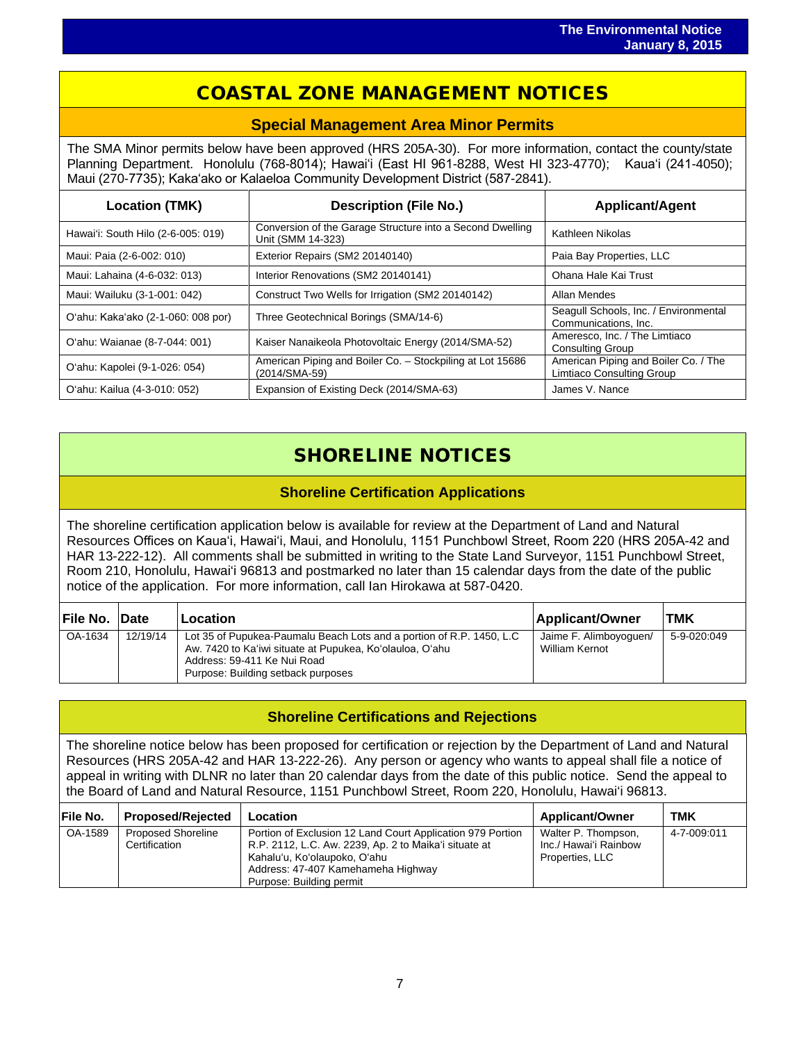# COASTAL ZONE MANAGEMENT NOTICES

## Special Management Area Minor Permits

The SMA Minor permits below have been approved (HRS 205A-30). For more information, contact the county/state Planning Department. Honolulu (768-8014); Hawai'i (East HI 961-8288, West HI 323-4770); Kaua'i (241-4050); Maui (270-7735); Kaka'ako or Kalaeloa Community Development District (587-2841).

| Location (TMK) | Description (File No.) | Applicant/Agent |
|---|---|---|
| Hawai'i: South Hilo (2-6-005: 019) | Conversion of the Garage Structure into a Second Dwelling Unit (SMM 14-323) | Kathleen Nikolas |
| Maui: Paia (2-6-002: 010) | Exterior Repairs (SM2 20140140) | Paia Bay Properties, LLC |
| Maui: Lahaina (4-6-032: 013) | Interior Renovations (SM2 20140141) | Ohana Hale Kai Trust |
| Maui: Wailuku (3-1-001: 042) | Construct Two Wells for Irrigation (SM2 20140142) | Allan Mendes |
| O'ahu: Kaka'ako (2-1-060: 008 por) | Three Geotechnical Borings (SMA/14-6) | Seagull Schools, Inc. / Environmental Communications, Inc. |
| O'ahu: Waianae (8-7-044: 001) | Kaiser Nanaikeola Photovoltaic Energy (2014/SMA-52) | Ameresco, Inc. / The Limtiaco Consulting Group |
| O'ahu: Kapolei (9-1-026: 054) | American Piping and Boiler Co. – Stockpiling at Lot 15686 (2014/SMA-59) | American Piping and Boiler Co. / The Limtiaco Consulting Group |
| O'ahu: Kailua (4-3-010: 052) | Expansion of Existing Deck (2014/SMA-63) | James V. Nance |

# SHORELINE NOTICES

## Shoreline Certification Applications

The shoreline certification application below is available for review at the Department of Land and Natural Resources Offices on Kaua'i, Hawai'i, Maui, and Honolulu, 1151 Punchbowl Street, Room 220 (HRS 205A-42 and HAR 13-222-12). All comments shall be submitted in writing to the State Land Surveyor, 1151 Punchbowl Street, Room 210, Honolulu, Hawai'i 96813 and postmarked no later than 15 calendar days from the date of the public notice of the application. For more information, call Ian Hirokawa at 587-0420.

| File No. | Date | Location | Applicant/Owner | TMK |
|---|---|---|---|---|
| OA-1634 | 12/19/14 | Lot 35 of Pupukea-Paumalu Beach Lots and a portion of R.P. 1450, L.C Aw. 7420 to Ka'iwi situate at Pupukea, Ko'olauloa, O'ahu<br>Address: 59-411 Ke Nui Road<br>Purpose: Building setback purposes | Jaime F. Alimboyoguen/ William Kernot | 5-9-020:049 |

## Shoreline Certifications and Rejections

The shoreline notice below has been proposed for certification or rejection by the Department of Land and Natural Resources (HRS 205A-42 and HAR 13-222-26). Any person or agency who wants to appeal shall file a notice of appeal in writing with DLNR no later than 20 calendar days from the date of this public notice. Send the appeal to the Board of Land and Natural Resource, 1151 Punchbowl Street, Room 220, Honolulu, Hawai'i 96813.

| File No. | Proposed/Rejected | Location | Applicant/Owner | TMK |
|---|---|---|---|---|
| OA-1589 | Proposed Shoreline Certification | Portion of Exclusion 12 Land Court Application 979 Portion R.P. 2112, L.C. Aw. 2239, Ap. 2 to Maika'i situate at Kahalu'u, Ko'olaupoko, O'ahu<br>Address: 47-407 Kamehameha Highway<br>Purpose: Building permit | Walter P. Thompson, Inc./ Hawai'i Rainbow Properties, LLC | 4-7-009:011 |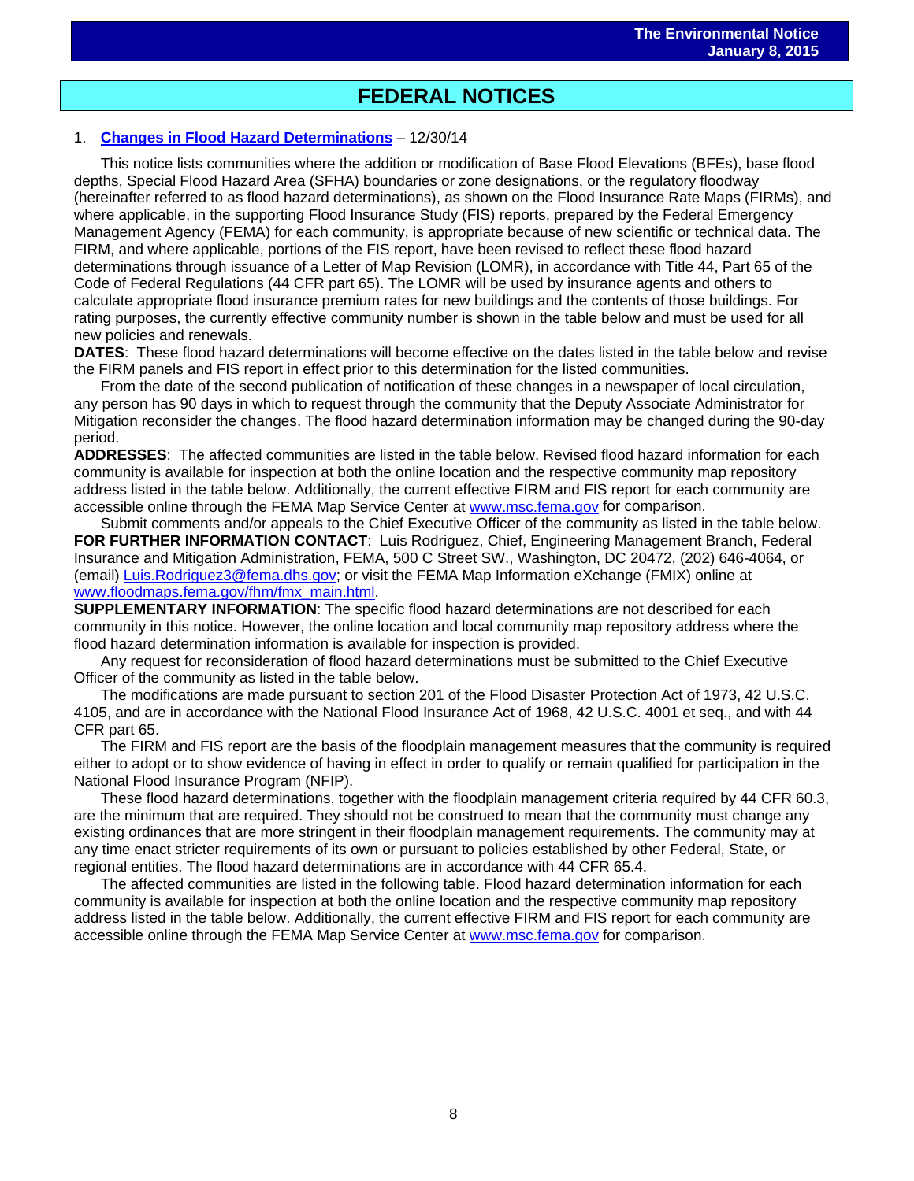# FEDERAL NOTICES

1. **[Changes in Flood Hazard Determinations](#)** – 12/30/14

This notice lists communities where the addition or modification of Base Flood Elevations (BFEs), base flood depths, Special Flood Hazard Area (SFHA) boundaries or zone designations, or the regulatory floodway (hereinafter referred to as flood hazard determinations), as shown on the Flood Insurance Rate Maps (FIRMs), and where applicable, in the supporting Flood Insurance Study (FIS) reports, prepared by the Federal Emergency Management Agency (FEMA) for each community, is appropriate because of new scientific or technical data. The FIRM, and where applicable, portions of the FIS report, have been revised to reflect these flood hazard determinations through issuance of a Letter of Map Revision (LOMR), in accordance with Title 44, Part 65 of the Code of Federal Regulations (44 CFR part 65). The LOMR will be used by insurance agents and others to calculate appropriate flood insurance premium rates for new buildings and the contents of those buildings. For rating purposes, the currently effective community number is shown in the table below and must be used for all new policies and renewals.

**DATES**: These flood hazard determinations will become effective on the dates listed in the table below and revise the FIRM panels and FIS report in effect prior to this determination for the listed communities.

From the date of the second publication of notification of these changes in a newspaper of local circulation, any person has 90 days in which to request through the community that the Deputy Associate Administrator for Mitigation reconsider the changes. The flood hazard determination information may be changed during the 90-day period.

**ADDRESSES**: The affected communities are listed in the table below. Revised flood hazard information for each community is available for inspection at both the online location and the respective community map repository address listed in the table below. Additionally, the current effective FIRM and FIS report for each community are accessible online through the FEMA Map Service Center at www.msc.fema.gov for comparison.

Submit comments and/or appeals to the Chief Executive Officer of the community as listed in the table below.

**FOR FURTHER INFORMATION CONTACT**: Luis Rodriguez, Chief, Engineering Management Branch, Federal Insurance and Mitigation Administration, FEMA, 500 C Street SW., Washington, DC 20472, (202) 646-4064, or (email) Luis.Rodriguez3@fema.dhs.gov; or visit the FEMA Map Information eXchange (FMIX) online at www.floodmaps.fema.gov/fhm/fmx_main.html.

**SUPPLEMENTARY INFORMATION**: The specific flood hazard determinations are not described for each community in this notice. However, the online location and local community map repository address where the flood hazard determination information is available for inspection is provided.

Any request for reconsideration of flood hazard determinations must be submitted to the Chief Executive Officer of the community as listed in the table below.

The modifications are made pursuant to section 201 of the Flood Disaster Protection Act of 1973, 42 U.S.C. 4105, and are in accordance with the National Flood Insurance Act of 1968, 42 U.S.C. 4001 et seq., and with 44 CFR part 65.

The FIRM and FIS report are the basis of the floodplain management measures that the community is required either to adopt or to show evidence of having in effect in order to qualify or remain qualified for participation in the National Flood Insurance Program (NFIP).

These flood hazard determinations, together with the floodplain management criteria required by 44 CFR 60.3, are the minimum that are required. They should not be construed to mean that the community must change any existing ordinances that are more stringent in their floodplain management requirements. The community may at any time enact stricter requirements of its own or pursuant to policies established by other Federal, State, or regional entities. The flood hazard determinations are in accordance with 44 CFR 65.4.

The affected communities are listed in the following table. Flood hazard determination information for each community is available for inspection at both the online location and the respective community map repository address listed in the table below. Additionally, the current effective FIRM and FIS report for each community are accessible online through the FEMA Map Service Center at www.msc.fema.gov for comparison.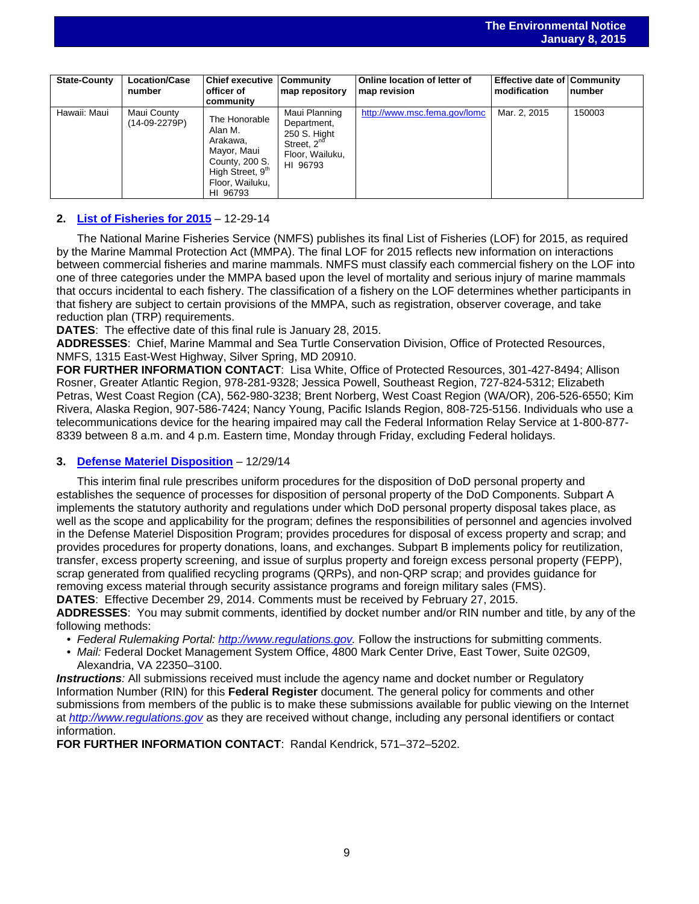| State-County | Location/Case number | Chief executive officer of community | Community map repository | Online location of letter of map revision | Effective date of modification | Community number |
|---|---|---|---|---|---|---|
| Hawaii: Maui | Maui County (14-09-2279P) | The Honorable Alan M. Arakawa, Mayor, Maui County, 200 S. High Street, 9th Floor, Wailuku, HI 96793 | Maui Planning Department, 250 S. Hight Street, 2nd Floor, Wailuku, HI 96793 | http://www.msc.fema.gov/lomc | Mar. 2, 2015 | 150003 |

**2. List of Fisheries for 2015** – 12-29-14

The National Marine Fisheries Service (NMFS) publishes its final List of Fisheries (LOF) for 2015, as required by the Marine Mammal Protection Act (MMPA). The final LOF for 2015 reflects new information on interactions between commercial fisheries and marine mammals. NMFS must classify each commercial fishery on the LOF into one of three categories under the MMPA based upon the level of mortality and serious injury of marine mammals that occurs incidental to each fishery. The classification of a fishery on the LOF determines whether participants in that fishery are subject to certain provisions of the MMPA, such as registration, observer coverage, and take reduction plan (TRP) requirements.
**DATES**: The effective date of this final rule is January 28, 2015.
**ADDRESSES**: Chief, Marine Mammal and Sea Turtle Conservation Division, Office of Protected Resources, NMFS, 1315 East-West Highway, Silver Spring, MD 20910.
**FOR FURTHER INFORMATION CONTACT**: Lisa White, Office of Protected Resources, 301-427-8494; Allison Rosner, Greater Atlantic Region, 978-281-9328; Jessica Powell, Southeast Region, 727-824-5312; Elizabeth Petras, West Coast Region (CA), 562-980-3238; Brent Norberg, West Coast Region (WA/OR), 206-526-6550; Kim Rivera, Alaska Region, 907-586-7424; Nancy Young, Pacific Islands Region, 808-725-5156. Individuals who use a telecommunications device for the hearing impaired may call the Federal Information Relay Service at 1-800-877-8339 between 8 a.m. and 4 p.m. Eastern time, Monday through Friday, excluding Federal holidays.

**3. Defense Materiel Disposition** – 12/29/14

This interim final rule prescribes uniform procedures for the disposition of DoD personal property and establishes the sequence of processes for disposition of personal property of the DoD Components. Subpart A implements the statutory authority and regulations under which DoD personal property disposal takes place, as well as the scope and applicability for the program; defines the responsibilities of personnel and agencies involved in the Defense Materiel Disposition Program; provides procedures for disposal of excess property and scrap; and provides procedures for property donations, loans, and exchanges. Subpart B implements policy for reutilization, transfer, excess property screening, and issue of surplus property and foreign excess personal property (FEPP), scrap generated from qualified recycling programs (QRPs), and non-QRP scrap; and provides guidance for removing excess material through security assistance programs and foreign military sales (FMS).
**DATES**: Effective December 29, 2014. Comments must be received by February 27, 2015.
**ADDRESSES**: You may submit comments, identified by docket number and/or RIN number and title, by any of the following methods:

- *Federal Rulemaking Portal: http://www.regulations.gov.* Follow the instructions for submitting comments.
- *Mail:* Federal Docket Management System Office, 4800 Mark Center Drive, East Tower, Suite 02G09, Alexandria, VA 22350–3100.

***Instructions:*** All submissions received must include the agency name and docket number or Regulatory Information Number (RIN) for this **Federal Register** document. The general policy for comments and other submissions from members of the public is to make these submissions available for public viewing on the Internet at *http://www.regulations.gov* as they are received without change, including any personal identifiers or contact information.
**FOR FURTHER INFORMATION CONTACT**: Randal Kendrick, 571–372–5202.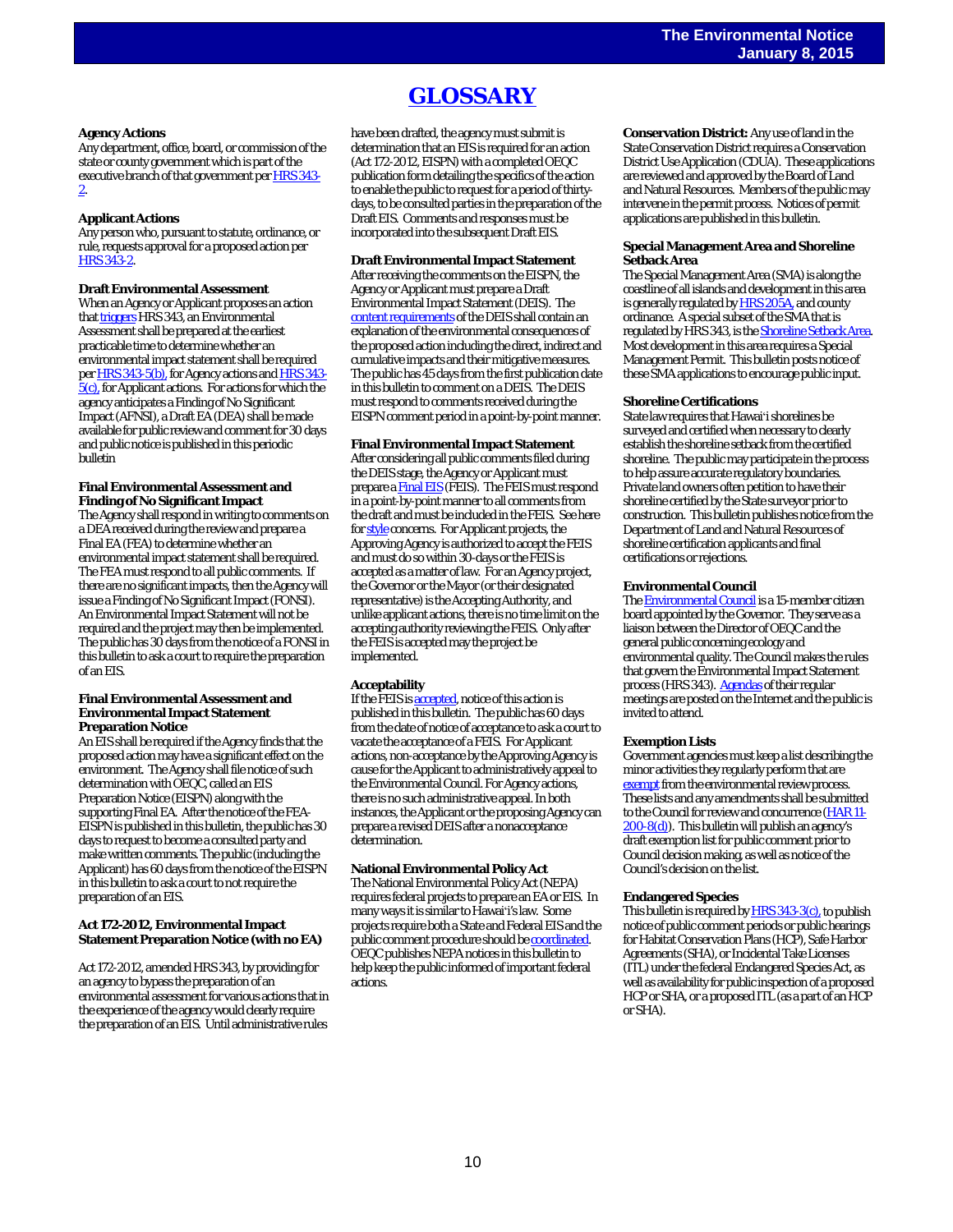# GLOSSARY

**Agency Actions**
Any department, office, board, or commission of the state or county government which is part of the executive branch of that government per HRS 343-2.

**Applicant Actions**
Any person who, pursuant to statute, ordinance, or rule, requests approval for a proposed action per HRS 343-2.

**Draft Environmental Assessment**
When an Agency or Applicant proposes an action that triggers HRS 343, an Environmental Assessment shall be prepared at the earliest practicable time to determine whether an environmental impact statement shall be required per HRS 343-5(b), for Agency actions and HRS 343-5(c), for Applicant actions. For actions for which the agency anticipates a Finding of No Significant Impact (AFNSI), a Draft EA (DEA) shall be made available for public review and comment for 30 days and public notice is published in this periodic bulletin

**Final Environmental Assessment and Finding of No Significant Impact**
The Agency shall respond in writing to comments on a DEA received during the review and prepare a Final EA (FEA) to determine whether an environmental impact statement shall be required. The FEA must respond to all public comments. If there are no significant impacts, then the Agency will issue a Finding of No Significant Impact (FONSI). An Environmental Impact Statement will not be required and the project may then be implemented. The public has 30 days from the notice of a FONSI in this bulletin to ask a court to require the preparation of an EIS.

**Final Environmental Assessment and Environmental Impact Statement Preparation Notice**
An EIS shall be required if the Agency finds that the proposed action may have a significant effect on the environment. The Agency shall file notice of such determination with OEQC, called an EIS Preparation Notice (EISPN) along with the supporting Final EA. After the notice of the FEA-EISPN is published in this bulletin, the public has 30 days to request to become a consulted party and make written comments. The public (including the Applicant) has 60 days from the notice of the EISPN in this bulletin to ask a court to not require the preparation of an EIS.

**Act 172-2012, Environmental Impact Statement Preparation Notice (with no EA)**

Act 172-2012, amended HRS 343, by providing for an agency to bypass the preparation of an environmental assessment for various actions that in the experience of the agency would clearly require the preparation of an EIS. Until administrative rules have been drafted, the agency must submit is determination that an EIS is required for an action (Act 172-2012, EISPN) with a completed OEQC publication form detailing the specifics of the action to enable the public to request for a period of thirty-days, to be consulted parties in the preparation of the Draft EIS. Comments and responses must be incorporated into the subsequent Draft EIS.

**Draft Environmental Impact Statement**
After receiving the comments on the EISPN, the Agency or Applicant must prepare a Draft Environmental Impact Statement (DEIS). The content requirements of the DEIS shall contain an explanation of the environmental consequences of the proposed action including the direct, indirect and cumulative impacts and their mitigative measures. The public has 45 days from the first publication date in this bulletin to comment on a DEIS. The DEIS must respond to comments received during the EISPN comment period in a point-by-point manner.

**Final Environmental Impact Statement**
After considering all public comments filed during the DEIS stage, the Agency or Applicant must prepare a Final EIS (FEIS). The FEIS must respond in a point-by-point manner to all comments from the draft and must be included in the FEIS. See here for style concerns. For Applicant projects, the Approving Agency is authorized to accept the FEIS and must do so within 30-days or the FEIS is accepted as a matter of law. For an Agency project, the Governor or the Mayor (or their designated representative) is the Accepting Authority, and unlike applicant actions, there is no time limit on the accepting authority reviewing the FEIS. Only after the FEIS is accepted may the project be implemented.

**Acceptability**
If the FEIS is accepted, notice of this action is published in this bulletin. The public has 60 days from the date of notice of acceptance to ask a court to vacate the acceptance of a FEIS. For Applicant actions, non-acceptance by the Approving Agency is cause for the Applicant to administratively appeal to the Environmental Council. For Agency actions, there is no such administrative appeal. In both instances, the Applicant or the proposing Agency can prepare a revised DEIS after a nonacceptance determination.

**National Environmental Policy Act**
The National Environmental Policy Act (NEPA) requires federal projects to prepare an EA or EIS. In many ways it is similar to Hawai'i's law. Some projects require both a State and Federal EIS and the public comment procedure should be coordinated. OEQC publishes NEPA notices in this bulletin to help keep the public informed of important federal actions.

**Conservation District:** Any use of land in the State Conservation District requires a Conservation District Use Application (CDUA). These applications are reviewed and approved by the Board of Land and Natural Resources. Members of the public may intervene in the permit process. Notices of permit applications are published in this bulletin.

**Special Management Area and Shoreline Setback Area**
The Special Management Area (SMA) is along the coastline of all islands and development in this area is generally regulated by HRS 205A, and county ordinance. A special subset of the SMA that is regulated by HRS 343, is the Shoreline Setback Area. Most development in this area requires a Special Management Permit. This bulletin posts notice of these SMA applications to encourage public input.

**Shoreline Certifications**
State law requires that Hawai'i shorelines be surveyed and certified when necessary to clearly establish the shoreline setback from the certified shoreline. The public may participate in the process to help assure accurate regulatory boundaries. Private land owners often petition to have their shoreline certified by the State surveyor prior to construction. This bulletin publishes notice from the Department of Land and Natural Resources of shoreline certification applicants and final certifications or rejections.

**Environmental Council**
The Environmental Council is a 15-member citizen board appointed by the Governor. They serve as a liaison between the Director of OEQC and the general public concerning ecology and environmental quality. The Council makes the rules that govern the Environmental Impact Statement process (HRS 343). Agendas of their regular meetings are posted on the Internet and the public is invited to attend.

**Exemption Lists**
Government agencies must keep a list describing the minor activities they regularly perform that are exempt from the environmental review process. These lists and any amendments shall be submitted to the Council for review and concurrence (HAR 11-200-8(d)). This bulletin will publish an agency's draft exemption list for public comment prior to Council decision making, as well as notice of the Council's decision on the list.

**Endangered Species**
This bulletin is required by HRS 343-3(c), to publish notice of public comment periods or public hearings for Habitat Conservation Plans (HCP), Safe Harbor Agreements (SHA), or Incidental Take Licenses (ITL) under the federal Endangered Species Act, as well as availability for public inspection of a proposed HCP or SHA, or a proposed ITL (as a part of an HCP or SHA).